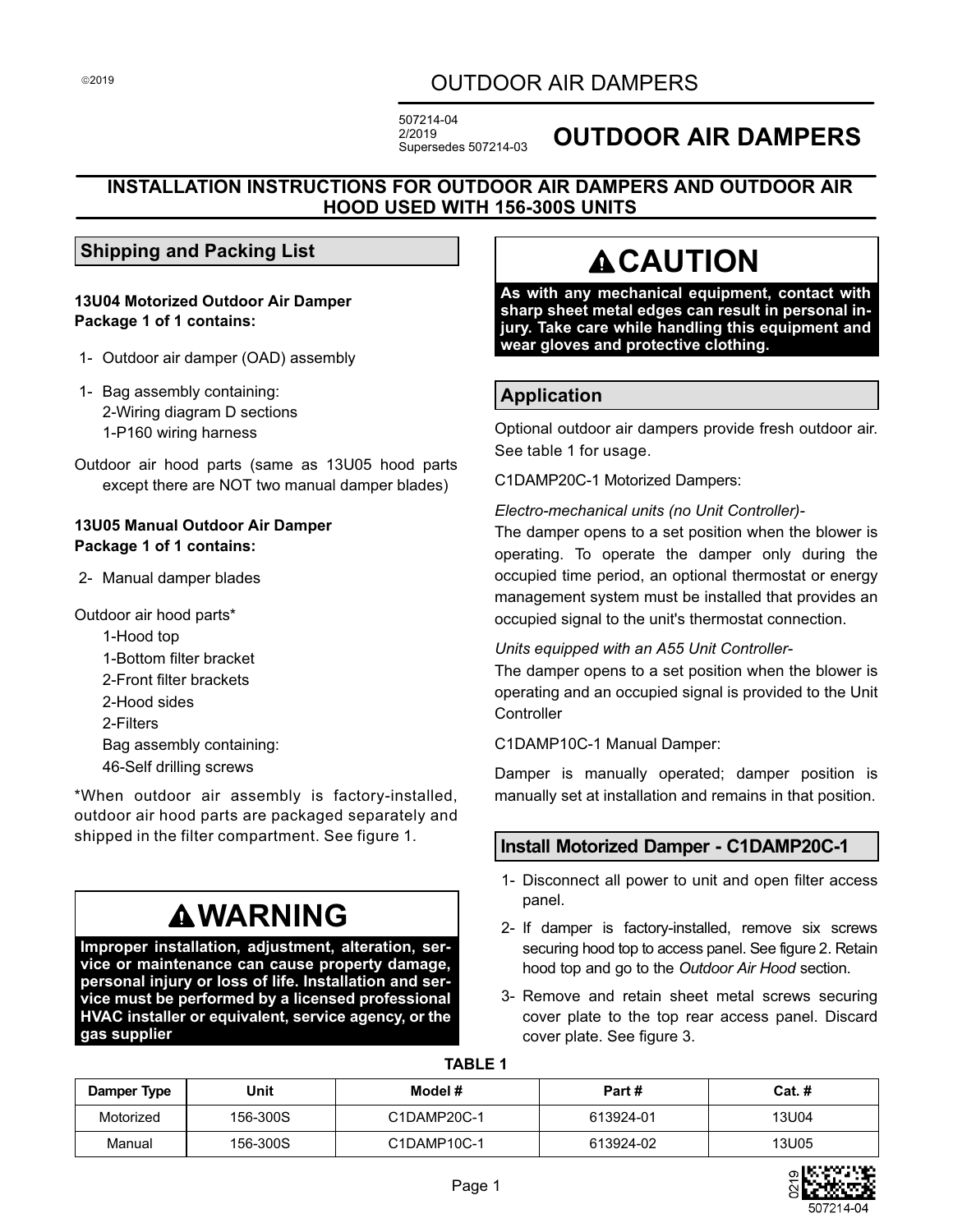©2019

# OUTDOOR AIR DAMPERS

507214-04
2/2019
Supersedes 507214-03

# OUTDOOR AIR DAMPERS

## INSTALLATION INSTRUCTIONS FOR OUTDOOR AIR DAMPERS AND OUTDOOR AIR HOOD USED WITH 156-300S UNITS

## Shipping and Packing List

**13U04 Motorized Outdoor Air Damper**
**Package 1 of 1 contains:**

1- Outdoor air damper (OAD) assembly

1- Bag assembly containing:
   2-Wiring diagram D sections
   1-P160 wiring harness

Outdoor air hood parts (same as 13U05 hood parts except there are NOT two manual damper blades)

**13U05 Manual Outdoor Air Damper**
**Package 1 of 1 contains:**

2- Manual damper blades

Outdoor air hood parts*
   1-Hood top
   1-Bottom filter bracket
   2-Front filter brackets
   2-Hood sides
   2-Filters
   Bag assembly containing:
   46-Self drilling screws

*When outdoor air assembly is factory-installed, outdoor air hood parts are packaged separately and shipped in the filter compartment. See figure 1.

## ⚠WARNING

**Improper installation, adjustment, alteration, service or maintenance can cause property damage, personal injury or loss of life. Installation and service must be performed by a licensed professional HVAC installer or equivalent, service agency, or the gas supplier**

## ⚠CAUTION

**As with any mechanical equipment, contact with sharp sheet metal edges can result in personal injury. Take care while handling this equipment and wear gloves and protective clothing.**

## Application

Optional outdoor air dampers provide fresh outdoor air. See table 1 for usage.

C1DAMP20C-1 Motorized Dampers:

*Electro-mechanical units (no Unit Controller)-*
The damper opens to a set position when the blower is operating. To operate the damper only during the occupied time period, an optional thermostat or energy management system must be installed that provides an occupied signal to the unit's thermostat connection.

*Units equipped with an A55 Unit Controller-*
The damper opens to a set position when the blower is operating and an occupied signal is provided to the Unit Controller

C1DAMP10C-1 Manual Damper:

Damper is manually operated; damper position is manually set at installation and remains in that position.

## Install Motorized Damper - C1DAMP20C-1

1- Disconnect all power to unit and open filter access panel.

2- If damper is factory-installed, remove six screws securing hood top to access panel. See figure 2. Retain hood top and go to the *Outdoor Air Hood* section.

3- Remove and retain sheet metal screws securing cover plate to the top rear access panel. Discard cover plate. See figure 3.

**TABLE 1**

| Damper Type | Unit | Model # | Part # | Cat. # |
|---|---|---|---|---|
| Motorized | 156-300S | C1DAMP20C-1 | 613924-01 | 13U04 |
| Manual | 156-300S | C1DAMP10C-1 | 613924-02 | 13U05 |

0219
507214-04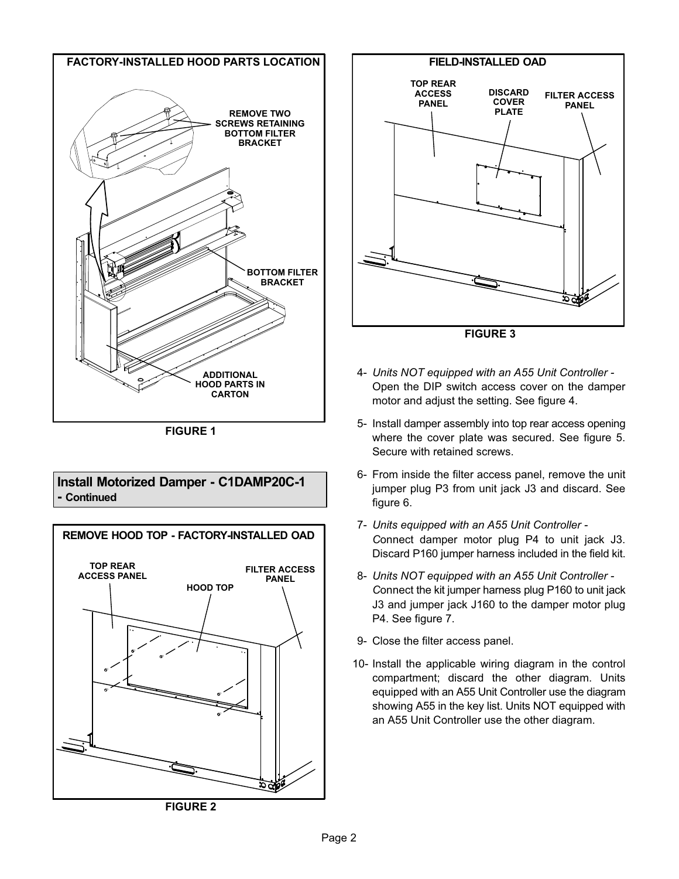FACTORY-INSTALLED HOOD PARTS LOCATION

REMOVE TWO SCREWS RETAINING BOTTOM FILTER BRACKET

BOTTOM FILTER BRACKET

ADDITIONAL HOOD PARTS IN CARTON

FIGURE 1

## Install Motorized Damper - C1DAMP20C-1 - Continued

REMOVE HOOD TOP - FACTORY-INSTALLED OAD

TOP REAR ACCESS PANEL

HOOD TOP

FILTER ACCESS PANEL

FIGURE 2

FIELD-INSTALLED OAD

TOP REAR ACCESS PANEL

DISCARD COVER PLATE

FILTER ACCESS PANEL

FIGURE 3

4- *Units NOT equipped with an A55 Unit Controller -* Open the DIP switch access cover on the damper motor and adjust the setting. See figure 4.

5- Install damper assembly into top rear access opening where the cover plate was secured. See figure 5. Secure with retained screws.

6- From inside the filter access panel, remove the unit jumper plug P3 from unit jack J3 and discard. See figure 6.

7- *Units equipped with an A55 Unit Controller -* Connect damper motor plug P4 to unit jack J3. Discard P160 jumper harness included in the field kit.

8- *Units NOT equipped with an A55 Unit Controller -* Connect the kit jumper harness plug P160 to unit jack J3 and jumper jack J160 to the damper motor plug P4. See figure 7.

9- Close the filter access panel.

10- Install the applicable wiring diagram in the control compartment; discard the other diagram. Units equipped with an A55 Unit Controller use the diagram showing A55 in the key list. Units NOT equipped with an A55 Unit Controller use the other diagram.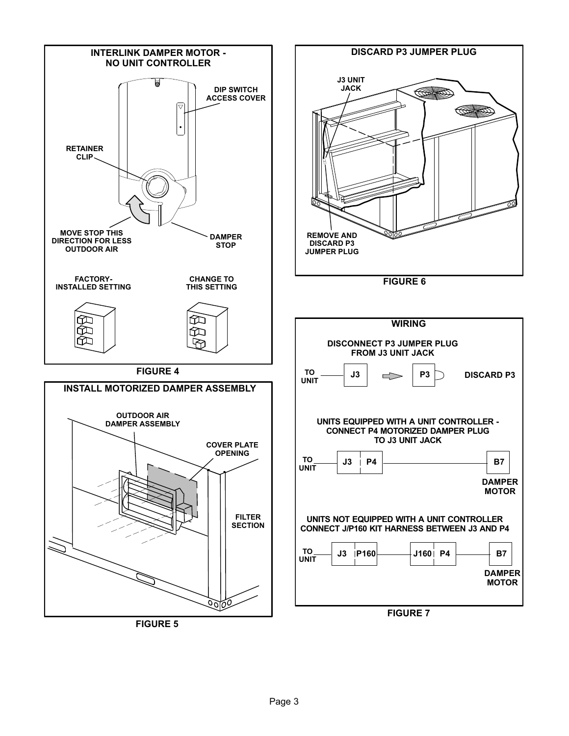**INTERLINK DAMPER MOTOR - NO UNIT CONTROLLER**

DIP SWITCH ACCESS COVER

RETAINER CLIP

MOVE STOP THIS DIRECTION FOR LESS OUTDOOR AIR

DAMPER STOP

FACTORY-INSTALLED SETTING

CHANGE TO THIS SETTING

FIGURE 4

**INSTALL MOTORIZED DAMPER ASSEMBLY**

OUTDOOR AIR DAMPER ASSEMBLY

COVER PLATE OPENING

FILTER SECTION

FIGURE 5

**DISCARD P3 JUMPER PLUG**

J3 UNIT JACK

REMOVE AND DISCARD P3 JUMPER PLUG

FIGURE 6

**WIRING**

DISCONNECT P3 JUMPER PLUG FROM J3 UNIT JACK

TO UNIT — J3 → P3 — DISCARD P3

UNITS EQUIPPED WITH A UNIT CONTROLLER - CONNECT P4 MOTORIZED DAMPER PLUG TO J3 UNIT JACK

TO UNIT — J3 | P4 — B7 DAMPER MOTOR

UNITS NOT EQUIPPED WITH A UNIT CONTROLLER CONNECT J/P160 KIT HARNESS BETWEEN J3 AND P4

TO UNIT — J3 | P160 — J160 | P4 — B7 DAMPER MOTOR

FIGURE 7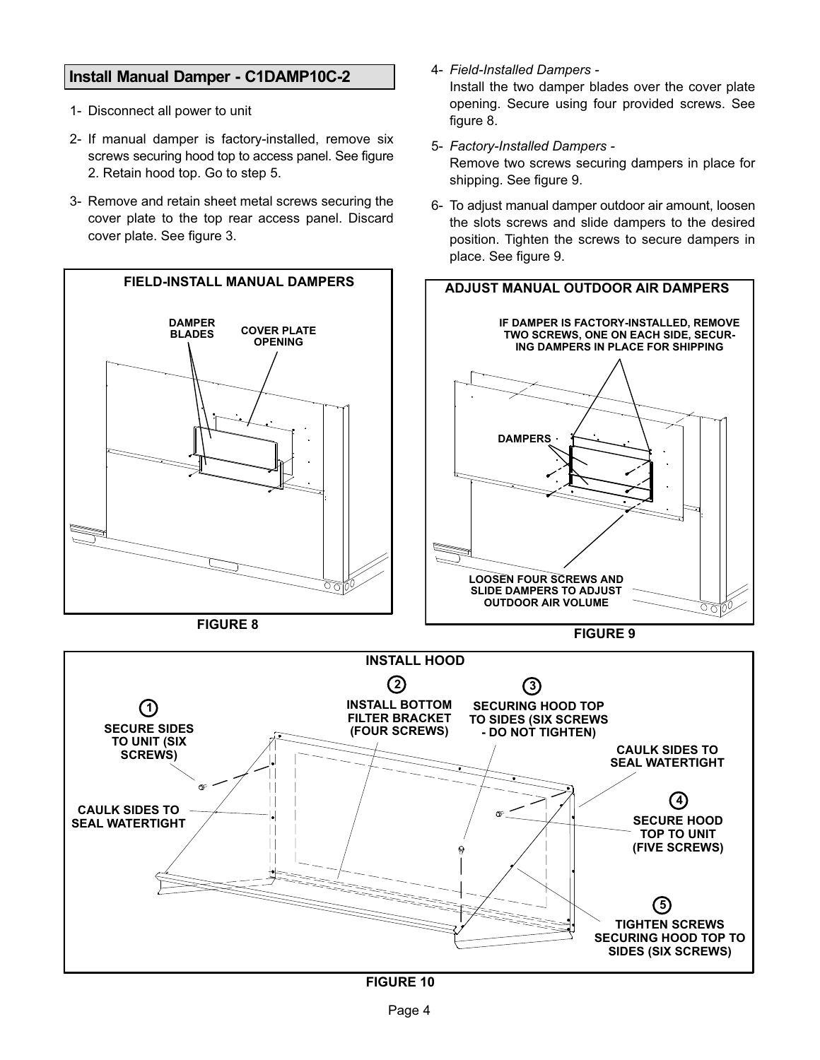## Install Manual Damper - C1DAMP10C-2

1- Disconnect all power to unit

2- If manual damper is factory-installed, remove six screws securing hood top to access panel. See figure 2. Retain hood top. Go to step 5.

3- Remove and retain sheet metal screws securing the cover plate to the top rear access panel. Discard cover plate. See figure 3.

4- *Field-Installed Dampers -*
Install the two damper blades over the cover plate opening. Secure using four provided screws. See figure 8.

5- *Factory-Installed Dampers -*
Remove two screws securing dampers in place for shipping. See figure 9.

6- To adjust manual damper outdoor air amount, loosen the slots screws and slide dampers to the desired position. Tighten the screws to secure dampers in place. See figure 9.

**FIELD-INSTALL MANUAL DAMPERS**

DAMPER BLADES

COVER PLATE OPENING

FIGURE 8

**ADJUST MANUAL OUTDOOR AIR DAMPERS**

IF DAMPER IS FACTORY-INSTALLED, REMOVE TWO SCREWS, ONE ON EACH SIDE, SECURING DAMPERS IN PLACE FOR SHIPPING

DAMPERS

LOOSEN FOUR SCREWS AND SLIDE DAMPERS TO ADJUST OUTDOOR AIR VOLUME

FIGURE 9

**INSTALL HOOD**

1 SECURE SIDES TO UNIT (SIX SCREWS)

2 INSTALL BOTTOM FILTER BRACKET (FOUR SCREWS)

3 SECURING HOOD TOP TO SIDES (SIX SCREWS - DO NOT TIGHTEN)

CAULK SIDES TO SEAL WATERTIGHT

CAULK SIDES TO SEAL WATERTIGHT

4 SECURE HOOD TOP TO UNIT (FIVE SCREWS)

5 TIGHTEN SCREWS SECURING HOOD TOP TO SIDES (SIX SCREWS)

FIGURE 10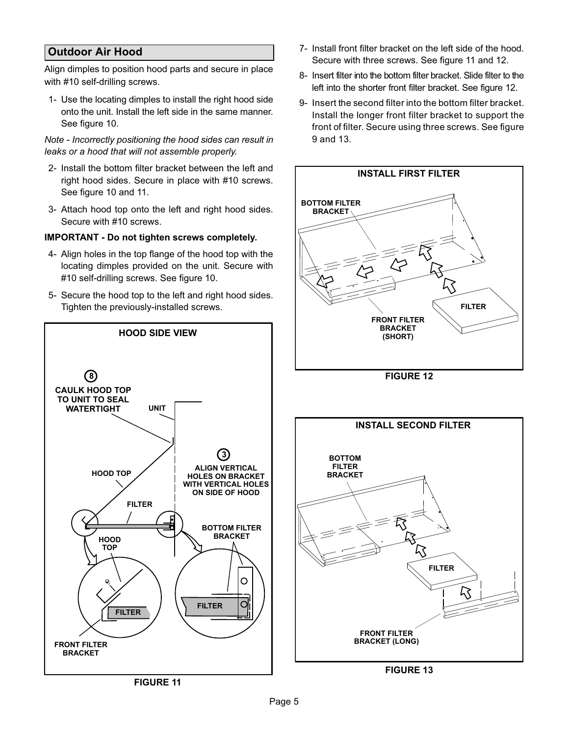## Outdoor Air Hood

Align dimples to position hood parts and secure in place with #10 self-drilling screws.

1- Use the locating dimples to install the right hood side onto the unit. Install the left side in the same manner. See figure 10.

*Note - Incorrectly positioning the hood sides can result in leaks or a hood that will not assemble properly.*

2- Install the bottom filter bracket between the left and right hood sides. Secure in place with #10 screws. See figure 10 and 11.

3- Attach hood top onto the left and right hood sides. Secure with #10 screws.

**IMPORTANT - Do not tighten screws completely.**

4- Align holes in the top flange of the hood top with the locating dimples provided on the unit. Secure with #10 self-drilling screws. See figure 10.

5- Secure the hood top to the left and right hood sides. Tighten the previously-installed screws.

HOOD SIDE VIEW

8 CAULK HOOD TOP TO UNIT TO SEAL WATERTIGHT

UNIT

HOOD TOP

3 ALIGN VERTICAL HOLES ON BRACKET WITH VERTICAL HOLES ON SIDE OF HOOD

FILTER

BOTTOM FILTER BRACKET

HOOD TOP

FILTER

FILTER

FRONT FILTER BRACKET

FIGURE 11

7- Install front filter bracket on the left side of the hood. Secure with three screws. See figure 11 and 12.

8- Insert filter into the bottom filter bracket. Slide filter to the left into the shorter front filter bracket. See figure 12.

9- Insert the second filter into the bottom filter bracket. Install the longer front filter bracket to support the front of filter. Secure using three screws. See figure 9 and 13.

INSTALL FIRST FILTER

BOTTOM FILTER BRACKET

FILTER

FRONT FILTER BRACKET (SHORT)

FIGURE 12

INSTALL SECOND FILTER

BOTTOM FILTER BRACKET

FILTER

FRONT FILTER BRACKET (LONG)

FIGURE 13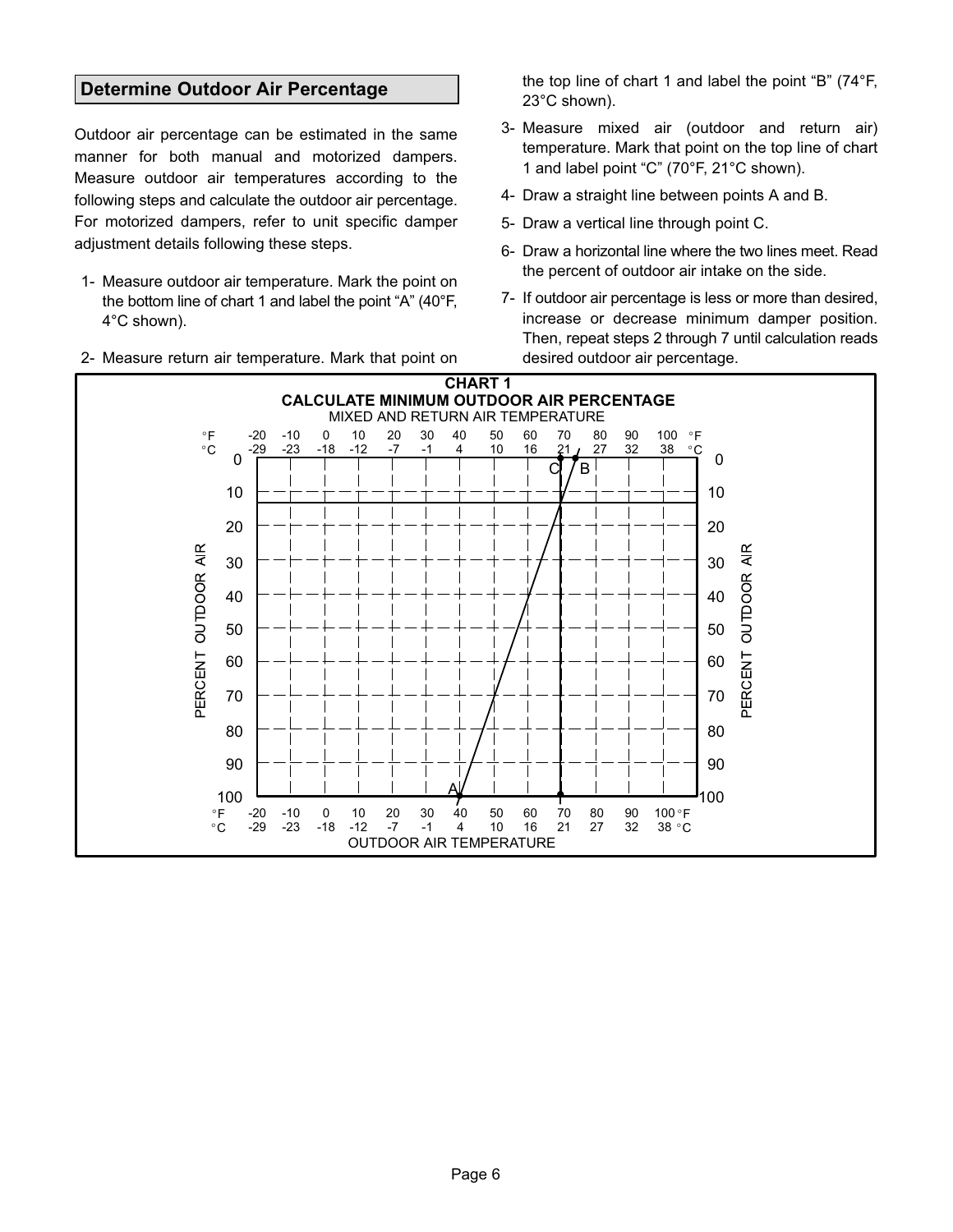## Determine Outdoor Air Percentage

Outdoor air percentage can be estimated in the same manner for both manual and motorized dampers. Measure outdoor air temperatures according to the following steps and calculate the outdoor air percentage. For motorized dampers, refer to unit specific damper adjustment details following these steps.

1- Measure outdoor air temperature. Mark the point on the bottom line of chart 1 and label the point "A" (40°F, 4°C shown).

2- Measure return air temperature. Mark that point on the top line of chart 1 and label the point "B" (74°F, 23°C shown).

3- Measure mixed air (outdoor and return air) temperature. Mark that point on the top line of chart 1 and label point "C" (70°F, 21°C shown).

4- Draw a straight line between points A and B.

5- Draw a vertical line through point C.

6- Draw a horizontal line where the two lines meet. Read the percent of outdoor air intake on the side.

7- If outdoor air percentage is less or more than desired, increase or decrease minimum damper position. Then, repeat steps 2 through 7 until calculation reads desired outdoor air percentage.

**CHART 1**
**CALCULATE MINIMUM OUTDOOR AIR PERCENTAGE**

MIXED AND RETURN AIR TEMPERATURE

°F: -20, -10, 0, 10, 20, 30, 40, 50, 60, 70, 80, 90, 100
°C: -29, -23, -18, -12, -7, -1, 4, 10, 16, 21, 27, 32, 38

PERCENT OUTDOOR AIR: 0, 10, 20, 30, 40, 50, 60, 70, 80, 90, 100

C B

A

°F: -20, -10, 0, 10, 20, 30, 40, 50, 60, 70, 80, 90, 100
°C: -29, -23, -18, -12, -7, -1, 4, 10, 16, 21, 27, 32, 38

OUTDOOR AIR TEMPERATURE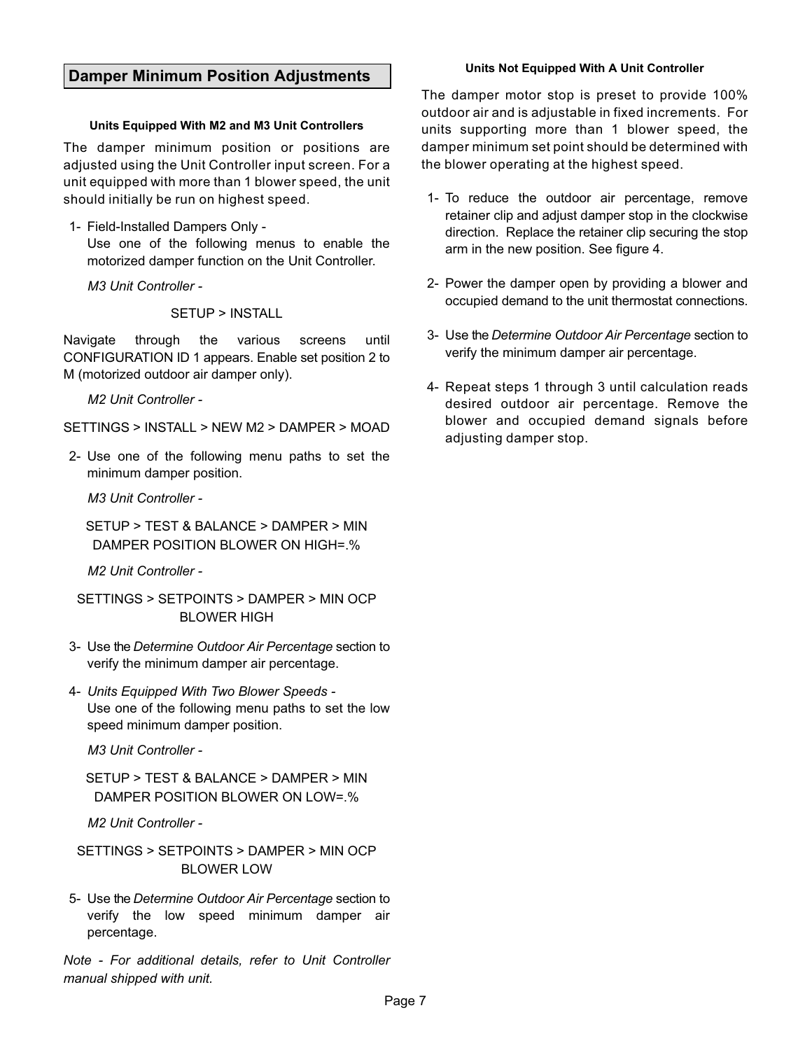## Damper Minimum Position Adjustments

#### Units Equipped With M2 and M3 Unit Controllers

The damper minimum position or positions are adjusted using the Unit Controller input screen. For a unit equipped with more than 1 blower speed, the unit should initially be run on highest speed.

1- Field-Installed Dampers Only -
   Use one of the following menus to enable the motorized damper function on the Unit Controller.

   *M3 Unit Controller -*

   SETUP > INSTALL

Navigate through the various screens until CONFIGURATION ID 1 appears. Enable set position 2 to M (motorized outdoor air damper only).

   *M2 Unit Controller -*

SETTINGS > INSTALL > NEW M2 > DAMPER > MOAD

2- Use one of the following menu paths to set the minimum damper position.

   *M3 Unit Controller -*

   SETUP > TEST & BALANCE > DAMPER > MIN DAMPER POSITION BLOWER ON HIGH=.%

   *M2 Unit Controller -*

   SETTINGS > SETPOINTS > DAMPER > MIN OCP BLOWER HIGH

3- Use the *Determine Outdoor Air Percentage* section to verify the minimum damper air percentage.

4- *Units Equipped With Two Blower Speeds -*
   Use one of the following menu paths to set the low speed minimum damper position.

   *M3 Unit Controller -*

   SETUP > TEST & BALANCE > DAMPER > MIN DAMPER POSITION BLOWER ON LOW=.%

   *M2 Unit Controller -*

   SETTINGS > SETPOINTS > DAMPER > MIN OCP BLOWER LOW

5- Use the *Determine Outdoor Air Percentage* section to verify the low speed minimum damper air percentage.

*Note - For additional details, refer to Unit Controller manual shipped with unit.*

#### Units Not Equipped With A Unit Controller

The damper motor stop is preset to provide 100% outdoor air and is adjustable in fixed increments. For units supporting more than 1 blower speed, the damper minimum set point should be determined with the blower operating at the highest speed.

1- To reduce the outdoor air percentage, remove retainer clip and adjust damper stop in the clockwise direction. Replace the retainer clip securing the stop arm in the new position. See figure 4.

2- Power the damper open by providing a blower and occupied demand to the unit thermostat connections.

3- Use the *Determine Outdoor Air Percentage* section to verify the minimum damper air percentage.

4- Repeat steps 1 through 3 until calculation reads desired outdoor air percentage. Remove the blower and occupied demand signals before adjusting damper stop.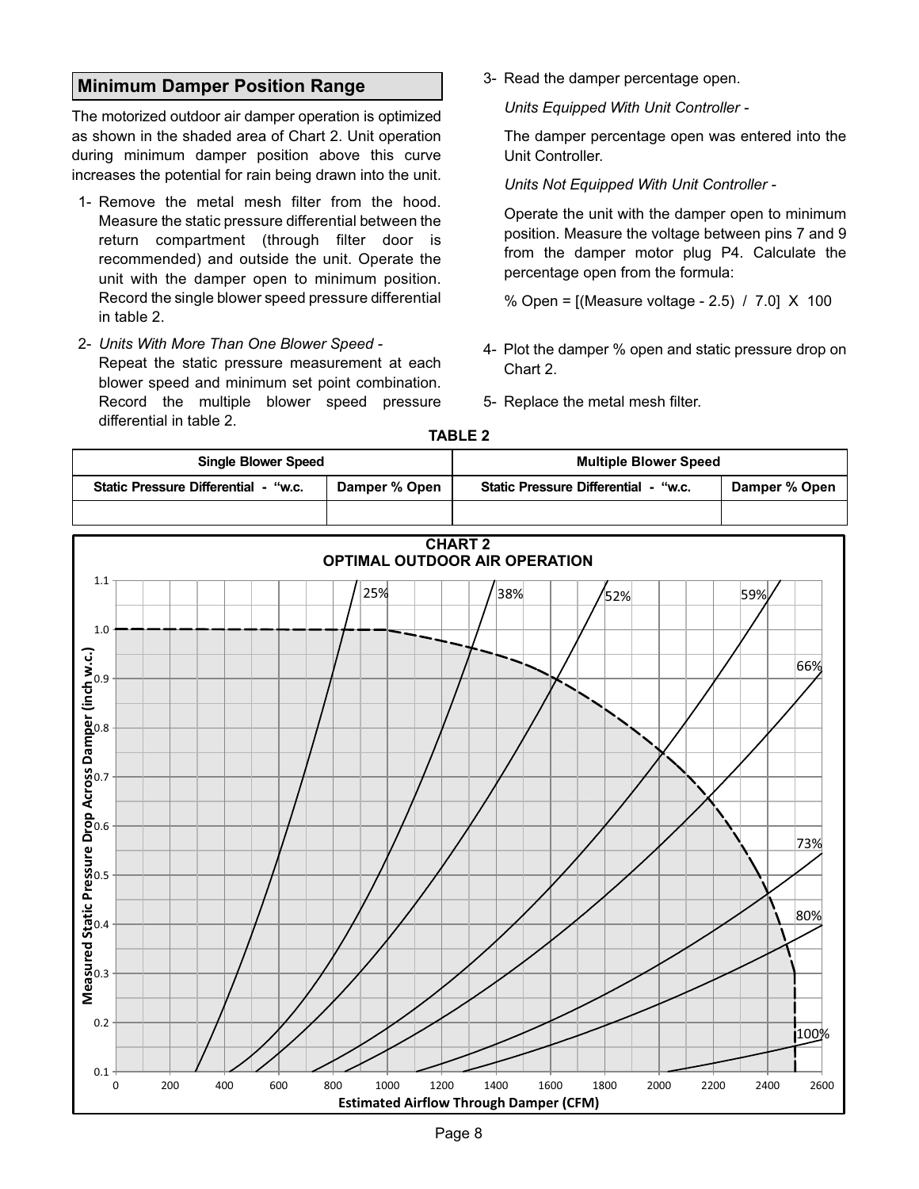## Minimum Damper Position Range

The motorized outdoor air damper operation is optimized as shown in the shaded area of Chart 2. Unit operation during minimum damper position above this curve increases the potential for rain being drawn into the unit.

1- Remove the metal mesh filter from the hood. Measure the static pressure differential between the return compartment (through filter door is recommended) and outside the unit. Operate the unit with the damper open to minimum position. Record the single blower speed pressure differential in table 2.

2- *Units With More Than One Blower Speed -*
Repeat the static pressure measurement at each blower speed and minimum set point combination. Record the multiple blower speed pressure differential in table 2.

3- Read the damper percentage open.

*Units Equipped With Unit Controller -*

The damper percentage open was entered into the Unit Controller.

*Units Not Equipped With Unit Controller -*

Operate the unit with the damper open to minimum position. Measure the voltage between pins 7 and 9 from the damper motor plug P4. Calculate the percentage open from the formula:

% Open = [(Measure voltage - 2.5) / 7.0] X 100

4- Plot the damper % open and static pressure drop on Chart 2.

5- Replace the metal mesh filter.

**TABLE 2**

| Single Blower Speed | | Multiple Blower Speed | |
|---|---|---|---|
| **Static Pressure Differential - "w.c.** | **Damper % Open** | **Static Pressure Differential - "w.c.** | **Damper % Open** |
| | | | |

**CHART 2**
**OPTIMAL OUTDOOR AIR OPERATION**

Measured Static Pressure Drop Across Damper (inch w.c.)

1.1
1.0
0.9
0.8
0.7
0.6
0.5
0.4
0.3
0.2
0.1

25%
38%
52%
59%
66%
73%
80%
100%

0 200 400 600 800 1000 1200 1400 1600 1800 2000 2200 2400 2600

Estimated Airflow Through Damper (CFM)